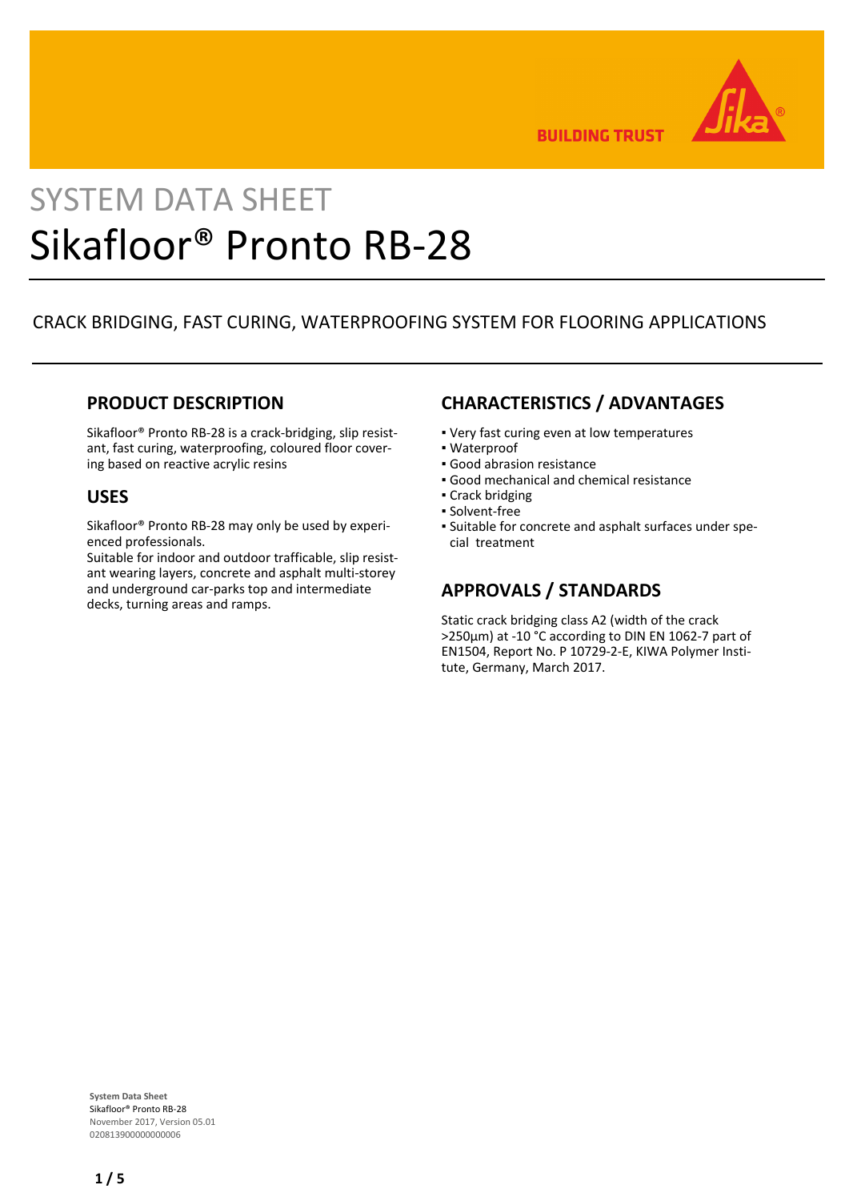SYSTEM DATA SHEET

# Sikafloor® Pronto RB-28

CRACK BRIDGING, FAST CURING, WATERPROOFING SYSTEM FOR FLOORING APPLICATIONS

## PRODUCT DESCRIPTION

Sikafloor® Pronto RB-28 is a crack-bridging, slip resistant, fast curing, waterproofing, coloured floor covering based on reactive acrylic resins

## USES

Sikafloor® Pronto RB-28 may only be used by experienced professionals.
Suitable for indoor and outdoor trafficable, slip resistant wearing layers, concrete and asphalt multi-storey and underground car-parks top and intermediate decks, turning areas and ramps.

## CHARACTERISTICS / ADVANTAGES

- Very fast curing even at low temperatures
- Waterproof
- Good abrasion resistance
- Good mechanical and chemical resistance
- Crack bridging
- Solvent-free
- Suitable for concrete and asphalt surfaces under special treatment

## APPROVALS / STANDARDS

Static crack bridging class A2 (width of the crack >250µm) at -10 °C according to DIN EN 1062-7 part of EN1504, Report No. P 10729-2-E, KIWA Polymer Institute, Germany, March 2017.

**System Data Sheet**
Sikafloor® Pronto RB-28
November 2017, Version 05.01
020813900000000006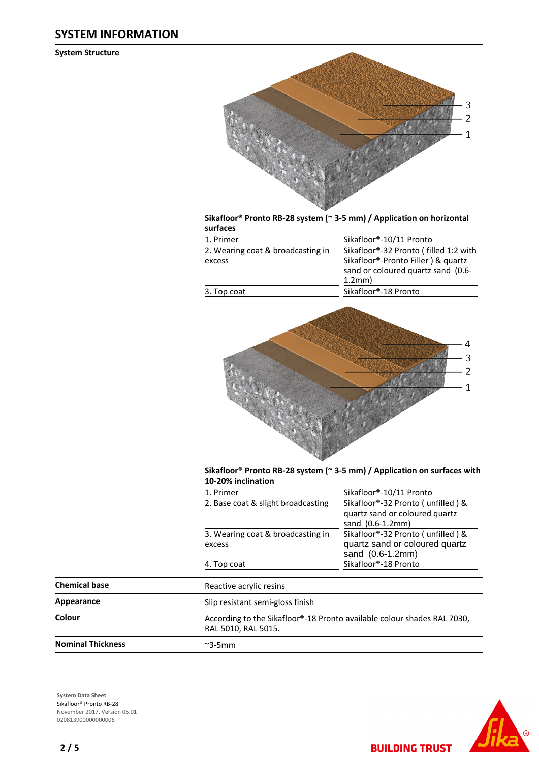## SYSTEM INFORMATION

### System Structure

**Sikafloor® Pronto RB-28 system (~ 3-5 mm) / Application on horizontal surfaces**

| | |
|---|---|
| 1. Primer | Sikafloor®-10/11 Pronto |
| 2. Wearing coat & broadcasting in excess | Sikafloor®-32 Pronto ( filled 1:2 with Sikafloor®-Pronto Filler ) & quartz sand or coloured quartz sand (0.6-1.2mm) |
| 3. Top coat | Sikafloor®-18 Pronto |

**Sikafloor® Pronto RB-28 system (~ 3-5 mm) / Application on surfaces with 10-20% inclination**

| | |
|---|---|
| 1. Primer | Sikafloor®-10/11 Pronto |
| 2. Base coat & slight broadcasting | Sikafloor®-32 Pronto ( unfilled ) & quartz sand or coloured quartz sand (0.6-1.2mm) |
| 3. Wearing coat & broadcasting in excess | Sikafloor®-32 Pronto ( unfilled ) & quartz sand or coloured quartz sand (0.6-1.2mm) |
| 4. Top coat | Sikafloor®-18 Pronto |

| | |
|---|---|
| **Chemical base** | Reactive acrylic resins |
| **Appearance** | Slip resistant semi-gloss finish |
| **Colour** | According to the Sikafloor®-18 Pronto available colour shades RAL 7030, RAL 5010, RAL 5015. |
| **Nominal Thickness** | ~3-5mm |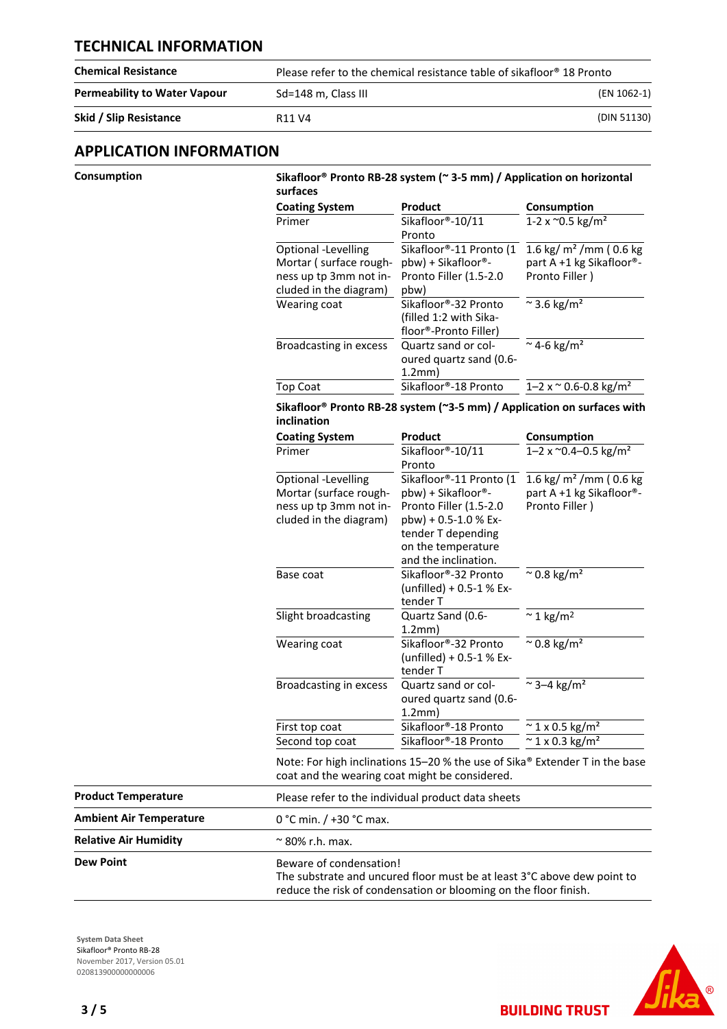## TECHNICAL INFORMATION

| | | |
|---|---|---|
| **Chemical Resistance** | Please refer to the chemical resistance table of sikafloor® 18 Pronto | |
| **Permeability to Water Vapour** | Sd=148 m, Class III | (EN 1062-1) |
| **Skid / Slip Resistance** | R11 V4 | (DIN 51130) |

## APPLICATION INFORMATION

**Consumption**

**Sikafloor® Pronto RB-28 system (~ 3-5 mm) / Application on horizontal surfaces**

| Coating System | Product | Consumption |
|---|---|---|
| Primer | Sikafloor®-10/11 Pronto | 1-2 x ~0.5 kg/m² |
| Optional -Levelling Mortar ( surface roughness up tp 3mm not included in the diagram) | Sikafloor®-11 Pronto (1 pbw) + Sikafloor®-Pronto Filler (1.5-2.0 pbw) | 1.6 kg/ m² /mm ( 0.6 kg part A +1 kg Sikafloor®-Pronto Filler ) |
| Wearing coat | Sikafloor®-32 Pronto (filled 1:2 with Sikafloor®-Pronto Filler) | ~ 3.6 kg/m² |
| Broadcasting in excess | Quartz sand or coloured quartz sand (0.6-1.2mm) | ~ 4-6 kg/m² |
| Top Coat | Sikafloor®-18 Pronto | 1–2 x ~ 0.6-0.8 kg/m² |

**Sikafloor® Pronto RB-28 system (~3-5 mm) / Application on surfaces with inclination**

| Coating System | Product | Consumption |
|---|---|---|
| Primer | Sikafloor®-10/11 Pronto | 1–2 x ~0.4–0.5 kg/m² |
| Optional -Levelling Mortar (surface roughness up tp 3mm not included in the diagram) | Sikafloor®-11 Pronto (1 pbw) + Sikafloor®-Pronto Filler (1.5-2.0 pbw) + 0.5-1.0 % Extender T depending on the temperature and the inclination. | 1.6 kg/ m² /mm ( 0.6 kg part A +1 kg Sikafloor®-Pronto Filler ) |
| Base coat | Sikafloor®-32 Pronto (unfilled) + 0.5-1 % Extender T | ~ 0.8 kg/m² |
| Slight broadcasting | Quartz Sand (0.6-1.2mm) | ~ 1 kg/m² |
| Wearing coat | Sikafloor®-32 Pronto (unfilled) + 0.5-1 % Extender T | ~ 0.8 kg/m² |
| Broadcasting in excess | Quartz sand or coloured quartz sand (0.6-1.2mm) | ~ 3–4 kg/m² |
| First top coat | Sikafloor®-18 Pronto | ~ 1 x 0.5 kg/m² |
| Second top coat | Sikafloor®-18 Pronto | ~ 1 x 0.3 kg/m² |

Note: For high inclinations 15–20 % the use of Sika® Extender T in the base coat and the wearing coat might be considered.

| | |
|---|---|
| **Product Temperature** | Please refer to the individual product data sheets |
| **Ambient Air Temperature** | 0 °C min. / +30 °C max. |
| **Relative Air Humidity** | ~ 80% r.h. max. |
| **Dew Point** | Beware of condensation! The substrate and uncured floor must be at least 3°C above dew point to reduce the risk of condensation or blooming on the floor finish. |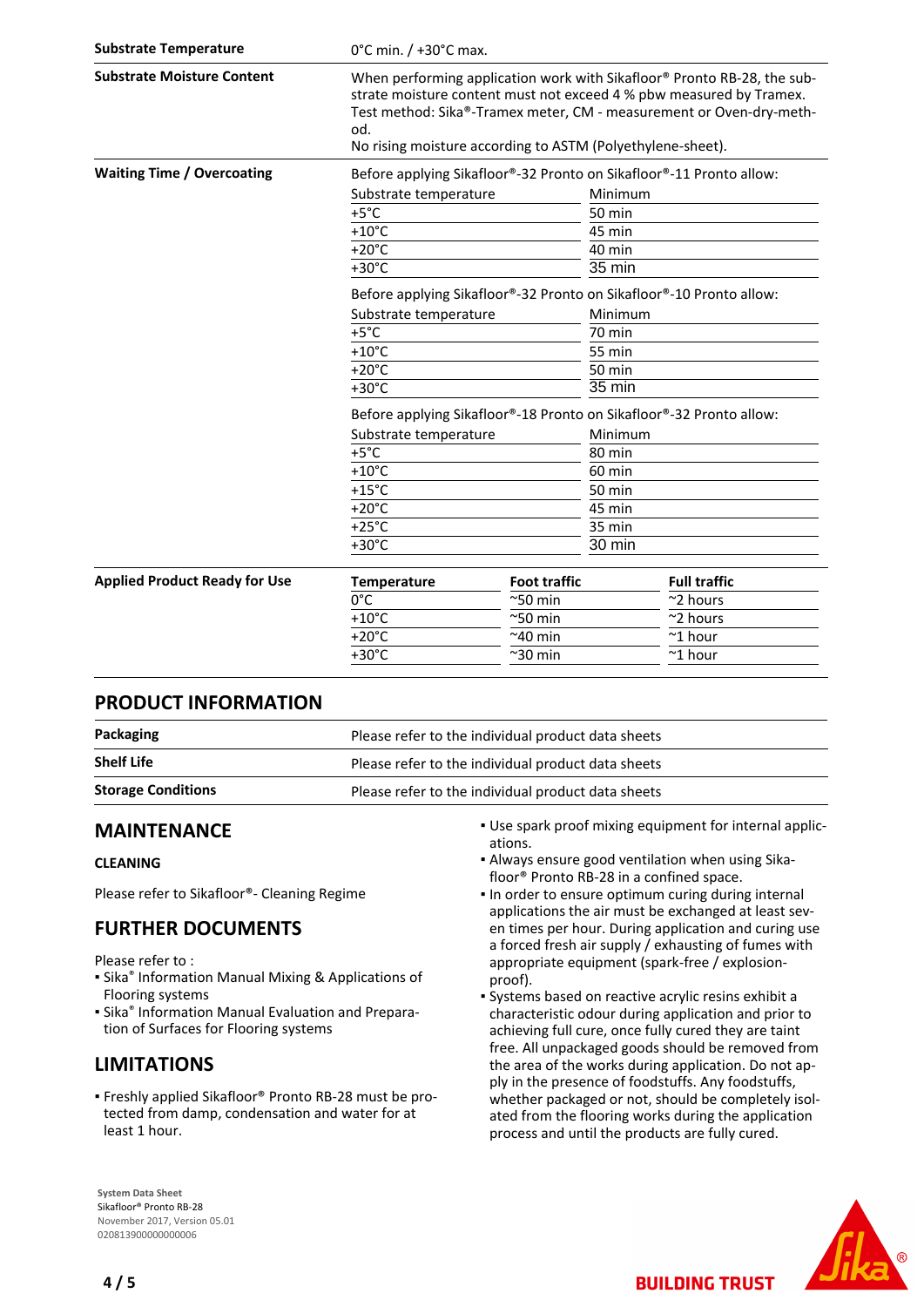| | |
|---|---|
| **Substrate Temperature** | 0°C min. / +30°C max. |
| **Substrate Moisture Content** | When performing application work with Sikafloor® Pronto RB-28, the substrate moisture content must not exceed 4 % pbw measured by Tramex. Test method: Sika®-Tramex meter, CM - measurement or Oven-dry-method. No rising moisture according to ASTM (Polyethylene-sheet). |

**Waiting Time / Overcoating**

Before applying Sikafloor®-32 Pronto on Sikafloor®-11 Pronto allow:

| Substrate temperature | Minimum |
|---|---|
| +5°C | 50 min |
| +10°C | 45 min |
| +20°C | 40 min |
| +30°C | 35 min |

Before applying Sikafloor®-32 Pronto on Sikafloor®-10 Pronto allow:

| Substrate temperature | Minimum |
|---|---|
| +5°C | 70 min |
| +10°C | 55 min |
| +20°C | 50 min |
| +30°C | 35 min |

Before applying Sikafloor®-18 Pronto on Sikafloor®-32 Pronto allow:

| Substrate temperature | Minimum |
|---|---|
| +5°C | 80 min |
| +10°C | 60 min |
| +15°C | 50 min |
| +20°C | 45 min |
| +25°C | 35 min |
| +30°C | 30 min |

**Applied Product Ready for Use**

| Temperature | Foot traffic | Full traffic |
|---|---|---|
| 0°C | ~50 min | ~2 hours |
| +10°C | ~50 min | ~2 hours |
| +20°C | ~40 min | ~1 hour |
| +30°C | ~30 min | ~1 hour |

## PRODUCT INFORMATION

| | |
|---|---|
| **Packaging** | Please refer to the individual product data sheets |
| **Shelf Life** | Please refer to the individual product data sheets |
| **Storage Conditions** | Please refer to the individual product data sheets |

## MAINTENANCE

### CLEANING

Please refer to Sikafloor®- Cleaning Regime

## FURTHER DOCUMENTS

Please refer to :

- Sika® Information Manual Mixing & Applications of Flooring systems
- Sika® Information Manual Evaluation and Preparation of Surfaces for Flooring systems

## LIMITATIONS

- Freshly applied Sikafloor® Pronto RB-28 must be protected from damp, condensation and water for at least 1 hour.
- Use spark proof mixing equipment for internal applications.
- Always ensure good ventilation when using Sikafloor® Pronto RB-28 in a confined space.
- In order to ensure optimum curing during internal applications the air must be exchanged at least seven times per hour. During application and curing use a forced fresh air supply / exhausting of fumes with appropriate equipment (spark-free / explosion-proof).
- Systems based on reactive acrylic resins exhibit a characteristic odour during application and prior to achieving full cure, once fully cured they are taint free. All unpackaged goods should be removed from the area of the works during application. Do not apply in the presence of foodstuffs. Any foodstuffs, whether packaged or not, should be completely isolated from the flooring works during the application process and until the products are fully cured.

**System Data Sheet**
Sikafloor® Pronto RB-28
November 2017, Version 05.01
020813900000000006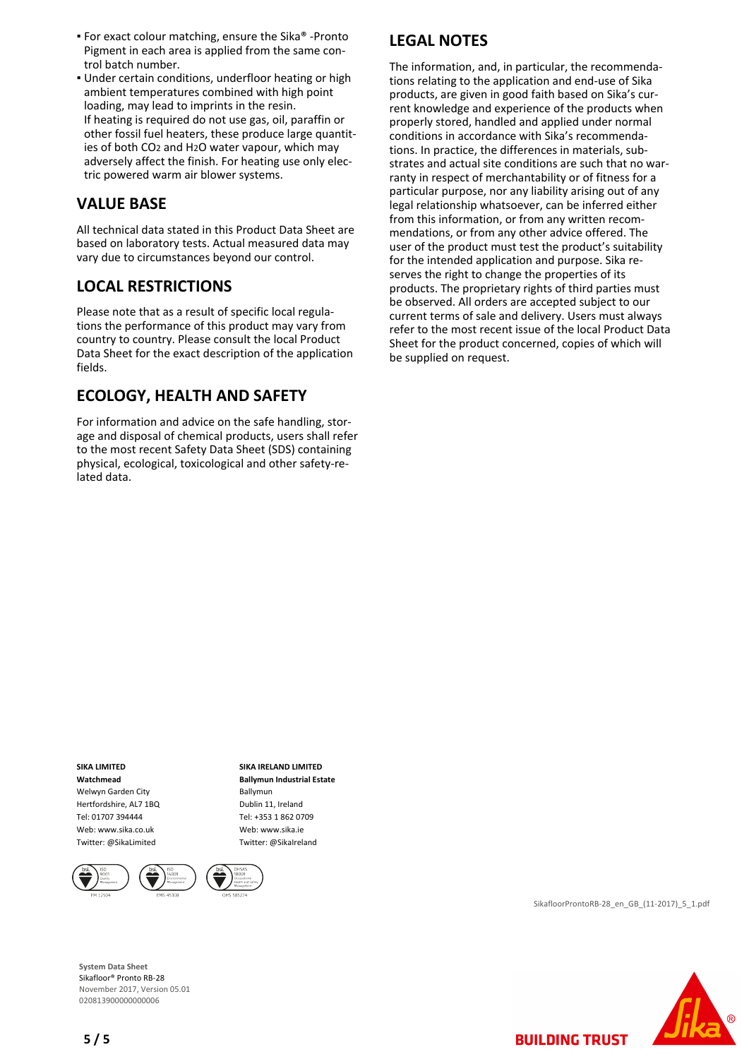- For exact colour matching, ensure the Sika® -Pronto Pigment in each area is applied from the same control batch number.
- Under certain conditions, underfloor heating or high ambient temperatures combined with high point loading, may lead to imprints in the resin.
  If heating is required do not use gas, oil, paraffin or other fossil fuel heaters, these produce large quantities of both $CO_2$ and $H_2O$ water vapour, which may adversely affect the finish. For heating use only electric powered warm air blower systems.

## VALUE BASE

All technical data stated in this Product Data Sheet are based on laboratory tests. Actual measured data may vary due to circumstances beyond our control.

## LOCAL RESTRICTIONS

Please note that as a result of specific local regulations the performance of this product may vary from country to country. Please consult the local Product Data Sheet for the exact description of the application fields.

## ECOLOGY, HEALTH AND SAFETY

For information and advice on the safe handling, storage and disposal of chemical products, users shall refer to the most recent Safety Data Sheet (SDS) containing physical, ecological, toxicological and other safety-related data.

## LEGAL NOTES

The information, and, in particular, the recommendations relating to the application and end-use of Sika products, are given in good faith based on Sika's current knowledge and experience of the products when properly stored, handled and applied under normal conditions in accordance with Sika's recommendations. In practice, the differences in materials, substrates and actual site conditions are such that no warranty in respect of merchantability or of fitness for a particular purpose, nor any liability arising out of any legal relationship whatsoever, can be inferred either from this information, or from any written recommendations, or from any other advice offered. The user of the product must test the product's suitability for the intended application and purpose. Sika reserves the right to change the properties of its products. The proprietary rights of third parties must be observed. All orders are accepted subject to our current terms of sale and delivery. Users must always refer to the most recent issue of the local Product Data Sheet for the product concerned, copies of which will be supplied on request.

**SIKA LIMITED**
**Watchmead**
Welwyn Garden City
Hertfordshire, AL7 1BQ
Tel: 01707 394444
Web: www.sika.co.uk
Twitter: @SikaLimited

**SIKA IRELAND LIMITED**
**Ballymun Industrial Estate**
Ballymun
Dublin 11, Ireland
Tel: +353 1 862 0709
Web: www.sika.ie
Twitter: @SikaIreland

FM 12504 | EMS 45308 | OHS 585274

SikafloorProntoRB-28_en_GB_(11-2017)_5_1.pdf

**System Data Sheet**
Sikafloor® Pronto RB-28
November 2017, Version 05.01
020813900000000006